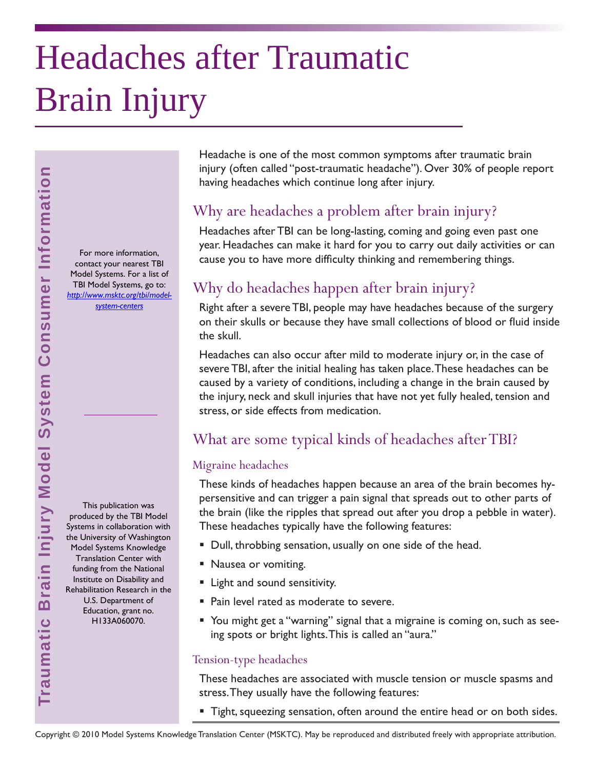# Headaches after Traumatic Brain Injury

Traumatic Brain Injury Model System Consumer Information

For more information, contact your nearest TBI Model Systems. For a list of TBI Model Systems, go to: *http://www.msktc.org/tbi/model-system-centers*

This publication was produced by the TBI Model Systems in collaboration with the University of Washington Model Systems Knowledge Translation Center with funding from the National Institute on Disability and Rehabilitation Research in the U.S. Department of Education, grant no. H133A060070.

Headache is one of the most common symptoms after traumatic brain injury (often called "post-traumatic headache"). Over 30% of people report having headaches which continue long after injury.

## Why are headaches a problem after brain injury?

Headaches after TBI can be long-lasting, coming and going even past one year. Headaches can make it hard for you to carry out daily activities or can cause you to have more difficulty thinking and remembering things.

## Why do headaches happen after brain injury?

Right after a severe TBI, people may have headaches because of the surgery on their skulls or because they have small collections of blood or fluid inside the skull.

Headaches can also occur after mild to moderate injury or, in the case of severe TBI, after the initial healing has taken place. These headaches can be caused by a variety of conditions, including a change in the brain caused by the injury, neck and skull injuries that have not yet fully healed, tension and stress, or side effects from medication.

## What are some typical kinds of headaches after TBI?

### Migraine headaches

These kinds of headaches happen because an area of the brain becomes hypersensitive and can trigger a pain signal that spreads out to other parts of the brain (like the ripples that spread out after you drop a pebble in water). These headaches typically have the following features:

- Dull, throbbing sensation, usually on one side of the head.
- Nausea or vomiting.
- Light and sound sensitivity.
- Pain level rated as moderate to severe.
- You might get a "warning" signal that a migraine is coming on, such as seeing spots or bright lights. This is called an "aura."

### Tension-type headaches

These headaches are associated with muscle tension or muscle spasms and stress. They usually have the following features:

- Tight, squeezing sensation, often around the entire head or on both sides.

Copyright © 2010 Model Systems Knowledge Translation Center (MSKTC). May be reproduced and distributed freely with appropriate attribution.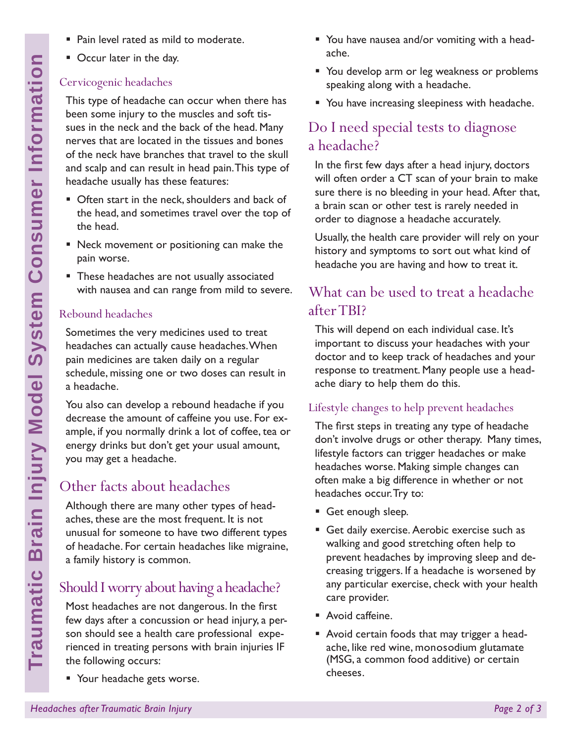- Pain level rated as mild to moderate.
- Occur later in the day.

### Cervicogenic headaches

This type of headache can occur when there has been some injury to the muscles and soft tissues in the neck and the back of the head. Many nerves that are located in the tissues and bones of the neck have branches that travel to the skull and scalp and can result in head pain. This type of headache usually has these features:

- Often start in the neck, shoulders and back of the head, and sometimes travel over the top of the head.
- Neck movement or positioning can make the pain worse.
- These headaches are not usually associated with nausea and can range from mild to severe.

### Rebound headaches

Sometimes the very medicines used to treat headaches can actually cause headaches. When pain medicines are taken daily on a regular schedule, missing one or two doses can result in a headache.

You also can develop a rebound headache if you decrease the amount of caffeine you use. For example, if you normally drink a lot of coffee, tea or energy drinks but don't get your usual amount, you may get a headache.

## Other facts about headaches

Although there are many other types of headaches, these are the most frequent. It is not unusual for someone to have two different types of headache. For certain headaches like migraine, a family history is common.

## Should I worry about having a headache?

Most headaches are not dangerous. In the first few days after a concussion or head injury, a person should see a health care professional experienced in treating persons with brain injuries IF the following occurs:

- Your headache gets worse.
- You have nausea and/or vomiting with a headache.
- You develop arm or leg weakness or problems speaking along with a headache.
- You have increasing sleepiness with headache.

## Do I need special tests to diagnose a headache?

In the first few days after a head injury, doctors will often order a CT scan of your brain to make sure there is no bleeding in your head. After that, a brain scan or other test is rarely needed in order to diagnose a headache accurately.

Usually, the health care provider will rely on your history and symptoms to sort out what kind of headache you are having and how to treat it.

## What can be used to treat a headache after TBI?

This will depend on each individual case. It's important to discuss your headaches with your doctor and to keep track of headaches and your response to treatment. Many people use a headache diary to help them do this.

### Lifestyle changes to help prevent headaches

The first steps in treating any type of headache don't involve drugs or other therapy. Many times, lifestyle factors can trigger headaches or make headaches worse. Making simple changes can often make a big difference in whether or not headaches occur. Try to:

- Get enough sleep.
- Get daily exercise. Aerobic exercise such as walking and good stretching often help to prevent headaches by improving sleep and decreasing triggers. If a headache is worsened by any particular exercise, check with your health care provider.
- Avoid caffeine.
- Avoid certain foods that may trigger a headache, like red wine, monosodium glutamate (MSG, a common food additive) or certain cheeses.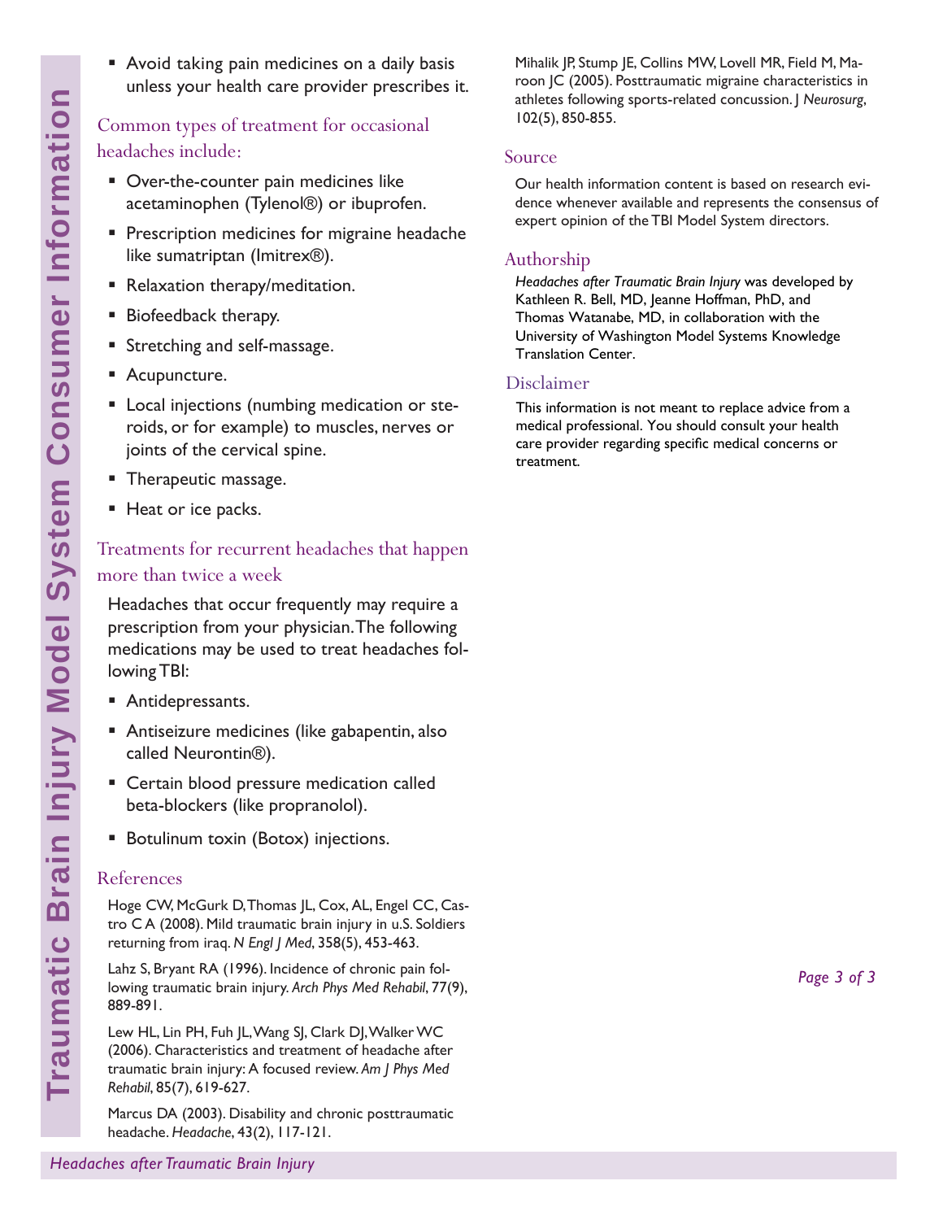- Avoid taking pain medicines on a daily basis unless your health care provider prescribes it.

## Common types of treatment for occasional headaches include:

- Over-the-counter pain medicines like acetaminophen (Tylenol®) or ibuprofen.
- Prescription medicines for migraine headache like sumatriptan (Imitrex®).
- Relaxation therapy/meditation.
- Biofeedback therapy.
- Stretching and self-massage.
- Acupuncture.
- Local injections (numbing medication or steroids, or for example) to muscles, nerves or joints of the cervical spine.
- Therapeutic massage.
- Heat or ice packs.

## Treatments for recurrent headaches that happen more than twice a week

Headaches that occur frequently may require a prescription from your physician. The following medications may be used to treat headaches following TBI:

- Antidepressants.
- Antiseizure medicines (like gabapentin, also called Neurontin®).
- Certain blood pressure medication called beta-blockers (like propranolol).
- Botulinum toxin (Botox) injections.

## References

Hoge CW, McGurk D, Thomas JL, Cox, AL, Engel CC, Castro C A (2008). Mild traumatic brain injury in u.S. Soldiers returning from iraq. *N Engl J Med*, 358(5), 453-463.

Lahz S, Bryant RA (1996). Incidence of chronic pain following traumatic brain injury. *Arch Phys Med Rehabil*, 77(9), 889-891.

Lew HL, Lin PH, Fuh JL, Wang SJ, Clark DJ, Walker WC (2006). Characteristics and treatment of headache after traumatic brain injury: A focused review. *Am J Phys Med Rehabil*, 85(7), 619-627.

Marcus DA (2003). Disability and chronic posttraumatic headache. *Headache*, 43(2), 117-121.

Mihalik JP, Stump JE, Collins MW, Lovell MR, Field M, Maroon JC (2005). Posttraumatic migraine characteristics in athletes following sports-related concussion. J *Neurosurg*, 102(5), 850-855.

## Source

Our health information content is based on research evidence whenever available and represents the consensus of expert opinion of the TBI Model System directors.

## Authorship

*Headaches after Traumatic Brain Injury* was developed by Kathleen R. Bell, MD, Jeanne Hoffman, PhD, and Thomas Watanabe, MD, in collaboration with the University of Washington Model Systems Knowledge Translation Center.

## Disclaimer

This information is not meant to replace advice from a medical professional. You should consult your health care provider regarding specific medical concerns or treatment.